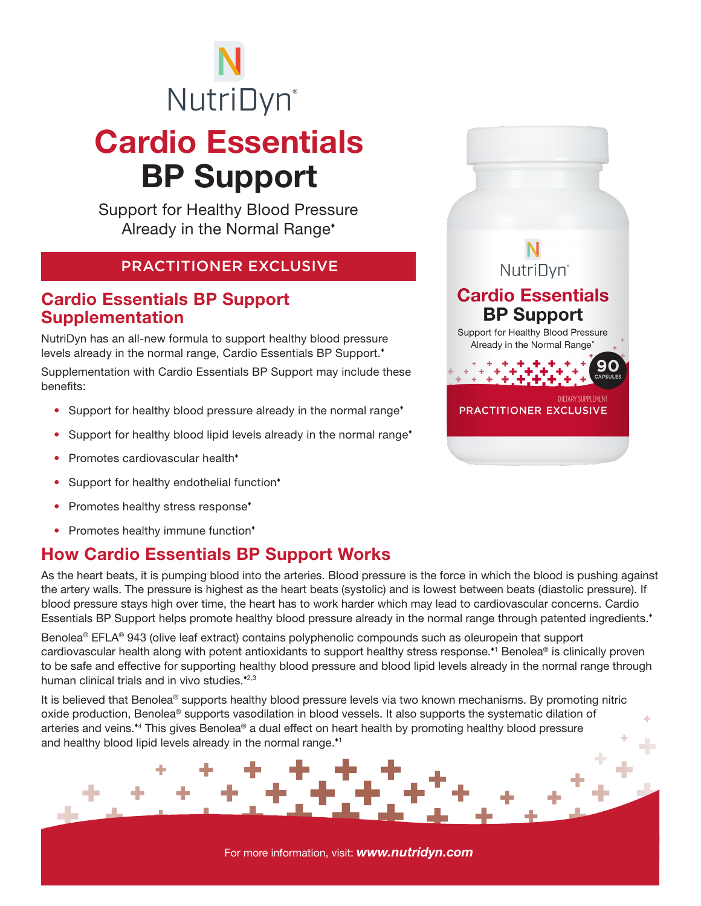NutriDyn®

# Cardio Essentials BP Support

Support for Healthy Blood Pressure Already in the Normal Range♦

**PRACTITIONER EXCLUSIVE**

## Cardio Essentials BP Support Supplementation

NutriDyn has an all-new formula to support healthy blood pressure levels already in the normal range, Cardio Essentials BP Support.♦

Supplementation with Cardio Essentials BP Support may include these benefits:

- Support for healthy blood pressure already in the normal range♦
- Support for healthy blood lipid levels already in the normal range♦
- Promotes cardiovascular health♦
- Support for healthy endothelial function♦
- Promotes healthy stress response♦
- Promotes healthy immune function♦

## How Cardio Essentials BP Support Works

As the heart beats, it is pumping blood into the arteries. Blood pressure is the force in which the blood is pushing against the artery walls. The pressure is highest as the heart beats (systolic) and is lowest between beats (diastolic pressure). If blood pressure stays high over time, the heart has to work harder which may lead to cardiovascular concerns. Cardio Essentials BP Support helps promote healthy blood pressure already in the normal range through patented ingredients.♦

Benolea® EFLA® 943 (olive leaf extract) contains polyphenolic compounds such as oleuropein that support cardiovascular health along with potent antioxidants to support healthy stress response.♦[1] Benolea® is clinically proven to be safe and effective for supporting healthy blood pressure and blood lipid levels already in the normal range through human clinical trials and in vivo studies.♦[2,3]

It is believed that Benolea® supports healthy blood pressure levels via two known mechanisms. By promoting nitric oxide production, Benolea® supports vasodilation in blood vessels. It also supports the systematic dilation of arteries and veins.♦[4] This gives Benolea® a dual effect on heart health by promoting healthy blood pressure and healthy blood lipid levels already in the normal range.♦[1]

For more information, visit: ***www.nutridyn.com***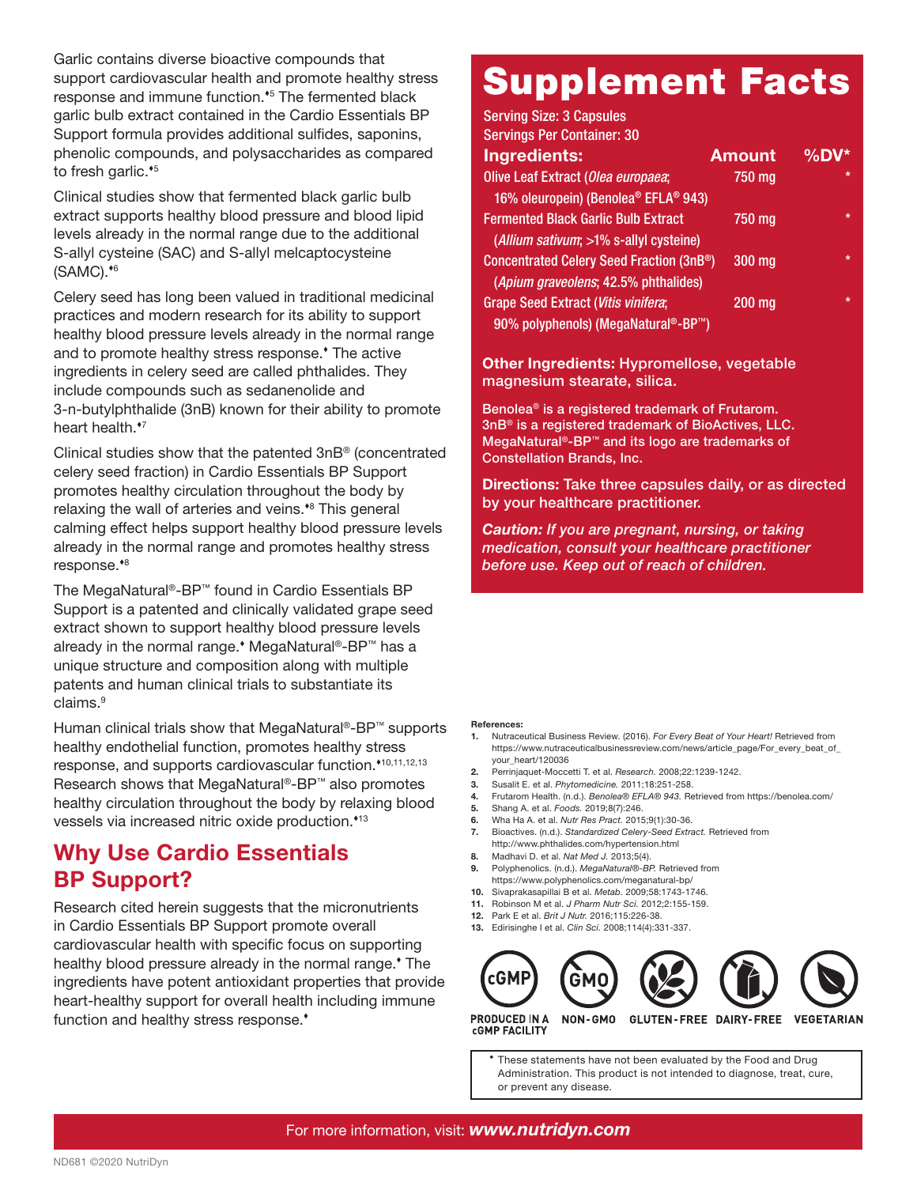Garlic contains diverse bioactive compounds that support cardiovascular health and promote healthy stress response and immune function.♦5 The fermented black garlic bulb extract contained in the Cardio Essentials BP Support formula provides additional sulfides, saponins, phenolic compounds, and polysaccharides as compared to fresh garlic.♦5

Clinical studies show that fermented black garlic bulb extract supports healthy blood pressure and blood lipid levels already in the normal range due to the additional S-allyl cysteine (SAC) and S-allyl melcaptocysteine (SAMC).♦6

Celery seed has long been valued in traditional medicinal practices and modern research for its ability to support healthy blood pressure levels already in the normal range and to promote healthy stress response.♦ The active ingredients in celery seed are called phthalides. They include compounds such as sedanenolide and 3-n-butylphthalide (3nB) known for their ability to promote heart health.♦7

Clinical studies show that the patented 3nB® (concentrated celery seed fraction) in Cardio Essentials BP Support promotes healthy circulation throughout the body by relaxing the wall of arteries and veins.♦8 This general calming effect helps support healthy blood pressure levels already in the normal range and promotes healthy stress response.♦8

The MegaNatural®-BP™ found in Cardio Essentials BP Support is a patented and clinically validated grape seed extract shown to support healthy blood pressure levels already in the normal range.♦ MegaNatural®-BP™ has a unique structure and composition along with multiple patents and human clinical trials to substantiate its claims.[9]

Human clinical trials show that MegaNatural®-BP™ supports healthy endothelial function, promotes healthy stress response, and supports cardiovascular function.♦10,11,12,13 Research shows that MegaNatural®-BP™ also promotes healthy circulation throughout the body by relaxing blood vessels via increased nitric oxide production.♦13

## Why Use Cardio Essentials BP Support?

Research cited herein suggests that the micronutrients in Cardio Essentials BP Support promote overall cardiovascular health with specific focus on supporting healthy blood pressure already in the normal range.♦ The ingredients have potent antioxidant properties that provide heart-healthy support for overall health including immune function and healthy stress response.♦

# Supplement Facts

Serving Size: 3 Capsules
Servings Per Container: 30

| Ingredients: | Amount | %DV* |
|---|---|---|
| Olive Leaf Extract (*Olea europaea*; 16% oleuropein) (Benolea® EFLA® 943) | 750 mg | * |
| Fermented Black Garlic Bulb Extract (*Allium sativum*; >1% s-allyl cysteine) | 750 mg | * |
| Concentrated Celery Seed Fraction (3nB®) (*Apium graveolens*; 42.5% phthalides) | 300 mg | * |
| Grape Seed Extract (*Vitis vinifera*; 90% polyphenols) (MegaNatural®-BP™) | 200 mg | * |

**Other Ingredients:** Hypromellose, vegetable magnesium stearate, silica.

Benolea® is a registered trademark of Frutarom. 3nB® is a registered trademark of BioActives, LLC. MegaNatural®-BP™ and its logo are trademarks of Constellation Brands, Inc.

**Directions:** Take three capsules daily, or as directed by your healthcare practitioner.

***Caution:*** *If you are pregnant, nursing, or taking medication, consult your healthcare practitioner before use. Keep out of reach of children.*

**References:**

1. Nutraceutical Business Review. (2016). *For Every Beat of Your Heart!* Retrieved from https://www.nutraceuticalbusinessreview.com/news/article_page/For_every_beat_of_your_heart/120036
2. Perrinjaquet-Moccetti T. et al. *Research.* 2008;22:1239-1242.
3. Susalit E. et al. *Phytomedicine.* 2011;18:251-258.
4. Frutarom Health. (n.d.). *Benolea® EFLA® 943.* Retrieved from https://benolea.com/
5. Shang A. et al. *Foods.* 2019;8(7):246.
6. Wha Ha A. et al. *Nutr Res Pract.* 2015;9(1):30-36.
7. Bioactives. (n.d.). *Standardized Celery-Seed Extract.* Retrieved from http://www.phthalides.com/hypertension.html
8. Madhavi D. et al. *Nat Med J.* 2013;5(4).
9. Polyphenolics. (n.d.). *MegaNatural®-BP.* Retrieved from https://www.polyphenolics.com/meganatural-bp/
10. Sivaprakasapillai B et al. *Metab.* 2009;58:1743-1746.
11. Robinson M et al. *J Pharm Nutr Sci.* 2012;2:155-159.
12. Park E et al. *Brit J Nutr.* 2016;115:226-38.
13. Edirisinghe I et al. *Clin Sci.* 2008;114(4):331-337.

PRODUCED IN A cGMP FACILITY | NON-GMO | GLUTEN-FREE | DAIRY-FREE | VEGETARIAN

♦ These statements have not been evaluated by the Food and Drug Administration. This product is not intended to diagnose, treat, cure, or prevent any disease.

For more information, visit: ***www.nutridyn.com***

ND681 ©2020 NutriDyn